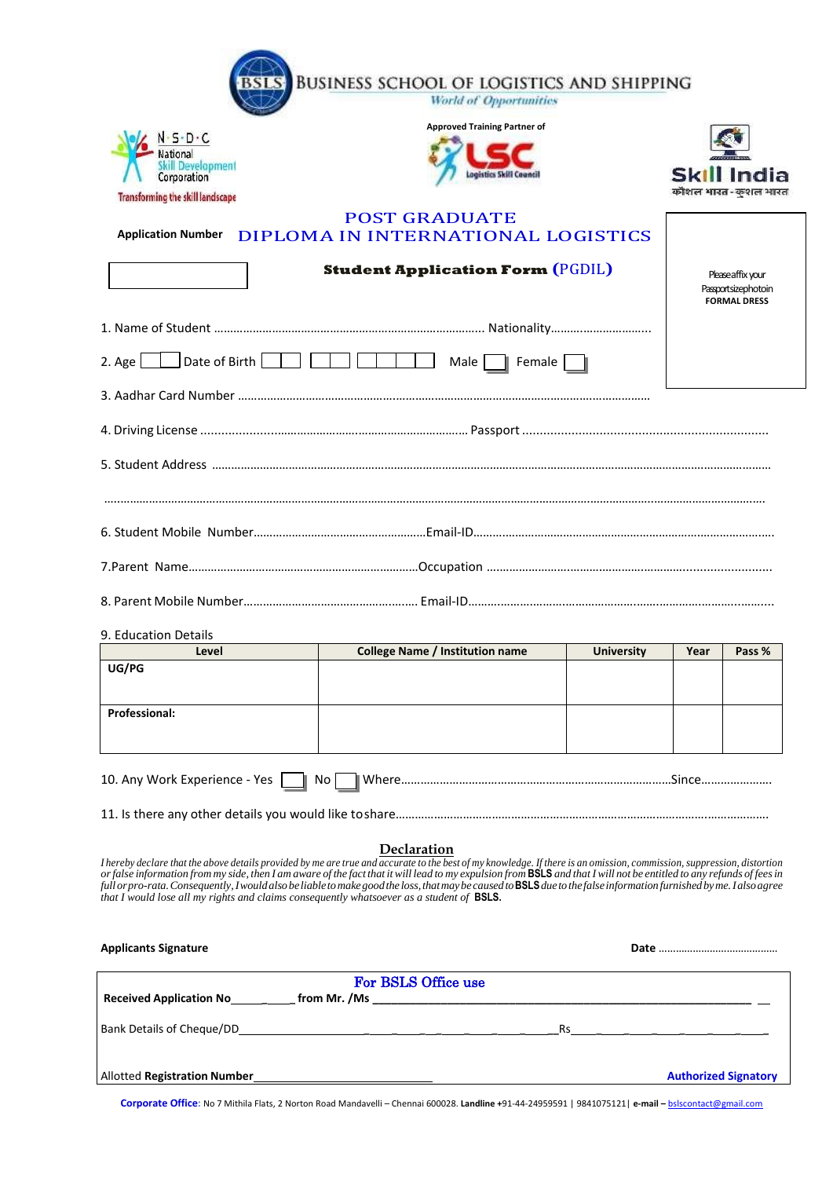# BUSINESS SCHOOL OF LOGISTICS AND SHIPPING

*World of Opportunities*

N·S·D·C National Skill Development Corporation
Transforming the skill landscape

Approved Training Partner of LSC Logistics Skill Council

Skill India
कौशल भारत - कुशल भारत

## POST GRADUATE DIPLOMA IN INTERNATIONAL LOGISTICS

**Application Number**

### Student Application Form (PGDIL)

Please affix your Passport size photo in **FORMAL DRESS**

1. Name of Student ........................................................................................ Nationality..............................

2. Age ☐☐ Date of Birth ☐☐ ☐☐ ☐☐☐☐ Male ☐ Female ☐

3. Aadhar Card Number ..........................................................................................................................

4. Driving License ........................................................................ Passport .....................................................................

5. Student Address ..........................................................................................................................................................

..........................................................................................................................................................................................

6. Student Mobile Number........................................................Email-ID...................................................................................

7.Parent Name..........................................................................Occupation ...........................................................................

8. Parent Mobile Number........................................................ Email-ID...................................................................................

9. Education Details

| Level | College Name / Institution name | University | Year | Pass % |
|---|---|---|---|---|
| **UG/PG** | | | | |
| **Professional:** | | | | |

10. Any Work Experience - Yes ☐ No ☐ Where.......................................................................................Since......................

11. Is there any other details you would like to share......................................................................................................

## Declaration

*I hereby declare that the above details provided by me are true and accurate to the best of my knowledge. If there is an omission, commission, suppression, distortion or false information from my side, then I am aware of the fact that it will lead to my expulsion from* **BSLS** *and that I will not be entitled to any refunds of fees in full or pro-rata. Consequently, I would also be liable to make good the loss, that may be caused to* **BSLS** *due to the false information furnished by me. I also agree that I would lose all my rights and claims consequently whatsoever as a student of* **BSLS.**

**Applicants Signature** **Date** ..........................................

### For BSLS Office use

**Received Application No**__________ **from Mr. /Ms** ______________________________________________

Bank Details of Cheque/DD______________________________________Rs______________________________

Allotted **Registration Number**_____________________________ **Authorized Signatory**

**Corporate Office:** No 7 Mithila Flats, 2 Norton Road Mandavelli – Chennai 600028. **Landline** +91-44-24959591 | 9841075121| **e-mail –** bslscontact@gmail.com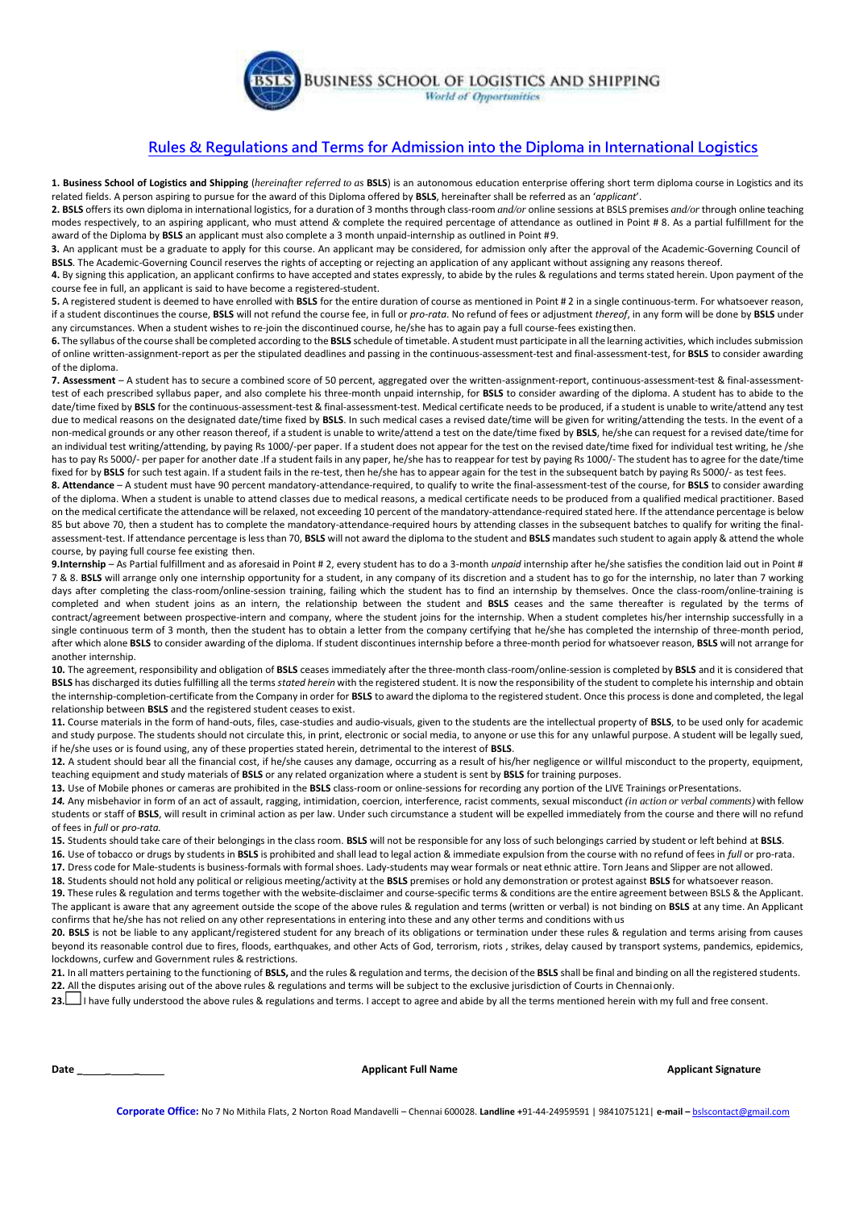BUSINESS SCHOOL OF LOGISTICS AND SHIPPING

*World of Opportunities*

## Rules & Regulations and Terms for Admission into the Diploma in International Logistics

**1. Business School of Logistics and Shipping** (*hereinafter referred to as* **BSLS**) is an autonomous education enterprise offering short term diploma course in Logistics and its related fields. A person aspiring to pursue for the award of this Diploma offered by **BSLS**, hereinafter shall be referred as an '*applicant*'.

**2. BSLS** offers its own diploma in international logistics, for a duration of 3 months through class-room *and/or* online sessions at BSLS premises *and/or* through online teaching modes respectively, to an aspiring applicant, who must attend & complete the required percentage of attendance as outlined in Point # 8. As a partial fulfillment for the award of the Diploma by **BSLS** an applicant must also complete a 3 month unpaid-internship as outlined in Point #9.

**3.** An applicant must be a graduate to apply for this course. An applicant may be considered, for admission only after the approval of the Academic-Governing Council of **BSLS**. The Academic-Governing Council reserves the rights of accepting or rejecting an application of any applicant without assigning any reasons thereof.

**4.** By signing this application, an applicant confirms to have accepted and states expressly, to abide by the rules & regulations and terms stated herein. Upon payment of the course fee in full, an applicant is said to have become a registered-student.

**5.** A registered student is deemed to have enrolled with **BSLS** for the entire duration of course as mentioned in Point # 2 in a single continuous-term. For whatsoever reason, if a student discontinues the course, **BSLS** will not refund the course fee, in full or *pro-rata*. No refund of fees or adjustment *thereof*, in any form will be done by **BSLS** under any circumstances. When a student wishes to re-join the discontinued course, he/she has to again pay a full course-fees existing then.

**6.** The syllabus of the course shall be completed according to the **BSLS** schedule of timetable. A student must participate in all the learning activities, which includes submission of online written-assignment-report as per the stipulated deadlines and passing in the continuous-assessment-test and final-assessment-test, for **BSLS** to consider awarding of the diploma.

**7. Assessment** – A student has to secure a combined score of 50 percent, aggregated over the written-assignment-report, continuous-assessment-test & final-assessment-test of each prescribed syllabus paper, and also complete his three-month unpaid internship, for **BSLS** to consider awarding of the diploma. A student has to abide to the date/time fixed by **BSLS** for the continuous-assessment-test & final-assessment-test. Medical certificate needs to be produced, if a student is unable to write/attend any test due to medical reasons on the designated date/time fixed by **BSLS**. In such medical cases a revised date/time will be given for writing/attending the tests. In the event of a non-medical grounds or any other reason thereof, if a student is unable to write/attend a test on the date/time fixed by **BSLS**, he/she can request for a revised date/time for an individual test writing/attending, by paying Rs 1000/-per paper. If a student does not appear for the test on the revised date/time fixed for individual test writing, he /she has to pay Rs 5000/- per paper for another date .If a student fails in any paper, he/she has to reappear for test by paying Rs 1000/- The student has to agree for the date/time fixed for by **BSLS** for such test again. If a student fails in the re-test, then he/she has to appear again for the test in the subsequent batch by paying Rs 5000/- as test fees.

**8. Attendance** – A student must have 90 percent mandatory-attendance-required, to qualify to write the final-assessment-test of the course, for **BSLS** to consider awarding of the diploma. When a student is unable to attend classes due to medical reasons, a medical certificate needs to be produced from a qualified medical practitioner. Based on the medical certificate the attendance will be relaxed, not exceeding 10 percent of the mandatory-attendance-required stated here. If the attendance percentage is below 85 but above 70, then a student has to complete the mandatory-attendance-required hours by attending classes in the subsequent batches to qualify for writing the final-assessment-test. If attendance percentage is less than 70, **BSLS** will not award the diploma to the student and **BSLS** mandates such student to again apply & attend the whole course, by paying full course fee existing then.

**9.Internship** – As Partial fulfillment and as aforesaid in Point # 2, every student has to do a 3-month *unpaid* internship after he/she satisfies the condition laid out in Point # 7 & 8. **BSLS** will arrange only one internship opportunity for a student, in any company of its discretion and a student has to go for the internship, no later than 7 working days after completing the class-room/online-session training, failing which the student has to find an internship by themselves. Once the class-room/online-training is completed and when student joins as an intern, the relationship between the student and **BSLS** ceases and the same thereafter is regulated by the terms of contract/agreement between prospective-intern and company, where the student joins for the internship. When a student completes his/her internship successfully in a single continuous term of 3 month, then the student has to obtain a letter from the company certifying that he/she has completed the internship of three-month period, after which alone **BSLS** to consider awarding of the diploma. If student discontinues internship before a three-month period for whatsoever reason, **BSLS** will not arrange for another internship.

**10.** The agreement, responsibility and obligation of **BSLS** ceases immediately after the three-month class-room/online-session is completed by **BSLS** and it is considered that **BSLS** has discharged its duties fulfilling all the terms *stated herein* with the registered student. It is now the responsibility of the student to complete his internship and obtain the internship-completion-certificate from the Company in order for **BSLS** to award the diploma to the registered student. Once this process is done and completed, the legal relationship between **BSLS** and the registered student ceases to exist.

**11.** Course materials in the form of hand-outs, files, case-studies and audio-visuals, given to the students are the intellectual property of **BSLS**, to be used only for academic and study purpose. The students should not circulate this, in print, electronic or social media, to anyone or use this for any unlawful purpose. A student will be legally sued, if he/she uses or is found using, any of these properties stated herein, detrimental to the interest of **BSLS**.

**12.** A student should bear all the financial cost, if he/she causes any damage, occurring as a result of his/her negligence or willful misconduct to the property, equipment, teaching equipment and study materials of **BSLS** or any related organization where a student is sent by **BSLS** for training purposes.

**13.** Use of Mobile phones or cameras are prohibited in the **BSLS** class-room or online-sessions for recording any portion of the LIVE Trainings or Presentations.

***14.*** Any misbehavior in form of an act of assault, ragging, intimidation, coercion, interference, racist comments, sexual misconduct *(in action or verbal comments)* with fellow students or staff of **BSLS**, will result in criminal action as per law. Under such circumstance a student will be expelled immediately from the course and there will no refund of fees in *full* or *pro-rata.*

**15.** Students should take care of their belongings in the class room. **BSLS** will not be responsible for any loss of such belongings carried by student or left behind at **BSLS**.

**16.** Use of tobacco or drugs by students in **BSLS** is prohibited and shall lead to legal action & immediate expulsion from the course with no refund of fees in *full* or pro-rata.

**17.** Dress code for Male-students is business-formals with formal shoes. Lady-students may wear formals or neat ethnic attire. Torn Jeans and Slipper are not allowed.

**18.** Students should not hold any political or religious meeting/activity at the **BSLS** premises or hold any demonstration or protest against **BSLS** for whatsoever reason.

**19.** These rules & regulation and terms together with the website-disclaimer and course-specific terms & conditions are the entire agreement between BSLS & the Applicant. The applicant is aware that any agreement outside the scope of the above rules & regulation and terms (written or verbal) is not binding on **BSLS** at any time. An Applicant confirms that he/she has not relied on any other representations in entering into these and any other terms and conditions with us

**20. BSLS** is not be liable to any applicant/registered student for any breach of its obligations or termination under these rules & regulation and terms arising from causes beyond its reasonable control due to fires, floods, earthquakes, and other Acts of God, terrorism, riots , strikes, delay caused by transport systems, pandemics, epidemics, lockdowns, curfew and Government rules & restrictions.

**21.** In all matters pertaining to the functioning of **BSLS,** and the rules & regulation and terms, the decision of the **BSLS** shall be final and binding on all the registered students.

**22.** All the disputes arising out of the above rules & regulations and terms will be subject to the exclusive jurisdiction of Courts in Chennai only.

**23.** ☐ I have fully understood the above rules & regulations and terms. I accept to agree and abide by all the terms mentioned herein with my full and free consent.

**Date** ____ _ ____ _ ____ **Applicant Full Name** **Applicant Signature**

**Corporate Office:** No 7 No Mithila Flats, 2 Norton Road Mandavelli – Chennai 600028. **Landline** +91-44-24959591 | 9841075121| **e-mail** – bslscontact@gmail.com